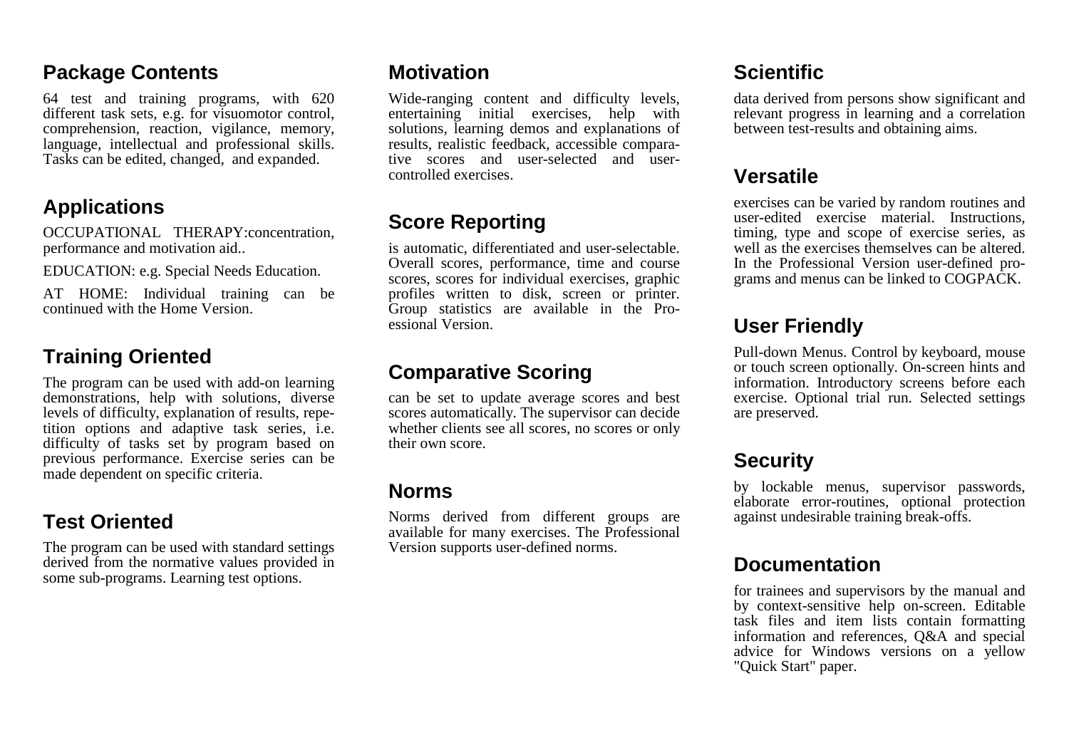## Package Contents

64 test and training programs, with 620 different task sets, e.g. for visuomotor control, comprehension, reaction, vigilance, memory, language, intellectual and professional skills. Tasks can be edited, changed, and expanded.

## Applications

OCCUPATIONAL THERAPY:concentration, performance and motivation aid..

EDUCATION: e.g. Special Needs Education.

AT HOME: Individual training can be continued with the Home Version.

## Training Oriented

The program can be used with add-on learning demonstrations, help with solutions, diverse levels of difficulty, explanation of results, repetition options and adaptive task series, i.e. difficulty of tasks set by program based on previous performance. Exercise series can be made dependent on specific criteria.

## Test Oriented

The program can be used with standard settings derived from the normative values provided in some sub-programs. Learning test options.

## Motivation

Wide-ranging content and difficulty levels, entertaining initial exercises, help with solutions, learning demos and explanations of results, realistic feedback, accessible comparative scores and user-selected and user-controlled exercises.

## Score Reporting

is automatic, differentiated and user-selectable. Overall scores, performance, time and course scores, scores for individual exercises, graphic profiles written to disk, screen or printer. Group statistics are available in the Proessional Version.

## Comparative Scoring

can be set to update average scores and best scores automatically. The supervisor can decide whether clients see all scores, no scores or only their own score.

## Norms

Norms derived from different groups are available for many exercises. The Professional Version supports user-defined norms.

## Scientific

data derived from persons show significant and relevant progress in learning and a correlation between test-results and obtaining aims.

## Versatile

exercises can be varied by random routines and user-edited exercise material. Instructions, timing, type and scope of exercise series, as well as the exercises themselves can be altered. In the Professional Version user-defined programs and menus can be linked to COGPACK.

## User Friendly

Pull-down Menus. Control by keyboard, mouse or touch screen optionally. On-screen hints and information. Introductory screens before each exercise. Optional trial run. Selected settings are preserved.

## Security

by lockable menus, supervisor passwords, elaborate error-routines, optional protection against undesirable training break-offs.

## Documentation

for trainees and supervisors by the manual and by context-sensitive help on-screen. Editable task files and item lists contain formatting information and references, Q&A and special advice for Windows versions on a yellow "Quick Start" paper.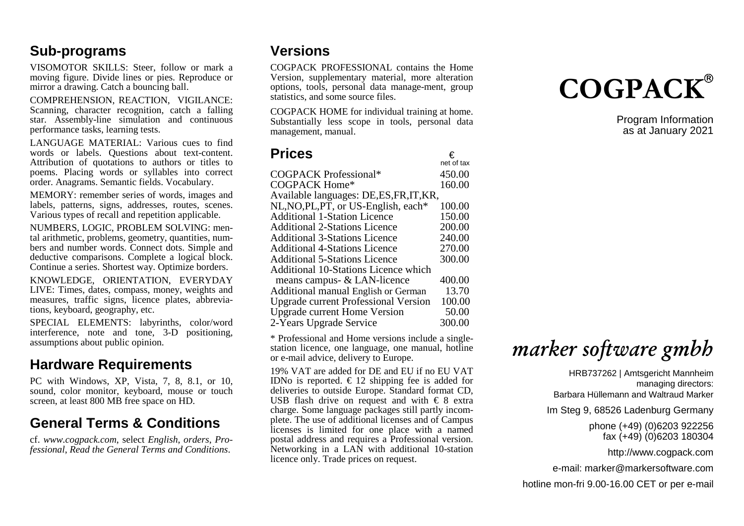## Sub-programs

VISOMOTOR SKILLS: Steer, follow or mark a moving figure. Divide lines or pies. Reproduce or mirror a drawing. Catch a bouncing ball.

COMPREHENSION, REACTION, VIGILANCE: Scanning, character recognition, catch a falling star. Assembly-line simulation and continuous performance tasks, learning tests.

LANGUAGE MATERIAL: Various cues to find words or labels. Questions about text-content. Attribution of quotations to authors or titles to poems. Placing words or syllables into correct order. Anagrams. Semantic fields. Vocabulary.

MEMORY: remember series of words, images and labels, patterns, signs, addresses, routes, scenes. Various types of recall and repetition applicable.

NUMBERS, LOGIC, PROBLEM SOLVING: mental arithmetic, problems, geometry, quantities, numbers and number words. Connect dots. Simple and deductive comparisons. Complete a logical block. Continue a series. Shortest way. Optimize borders.

KNOWLEDGE, ORIENTATION, EVERYDAY LIVE: Times, dates, compass, money, weights and measures, traffic signs, licence plates, abbreviations, keyboard, geography, etc.

SPECIAL ELEMENTS: labyrinths, color/word interference, note and tone, 3-D positioning, assumptions about public opinion.

## Hardware Requirements

PC with Windows, XP, Vista, 7, 8, 8.1, or 10, sound, color monitor, keyboard, mouse or touch screen, at least 800 MB free space on HD.

## General Terms & Conditions

cf. *www.cogpack.com*, select *English*, *orders*, *Professional*, *Read the General Terms and Conditions*.

## Versions

COGPACK PROFESSIONAL contains the Home Version, supplementary material, more alteration options, tools, personal data manage-ment, group statistics, and some source files.

COGPACK HOME for individual training at home. Substantially less scope in tools, personal data management, manual.

## Prices

| | € net of tax |
|---|---|
| COGPACK Professional* | 450.00 |
| COGPACK Home* | 160.00 |
| Available languages: DE,ES,FR,IT,KR, NL,NO,PL,PT, or US-English, each* | 100.00 |
| Additional 1-Station Licence | 150.00 |
| Additional 2-Stations Licence | 200.00 |
| Additional 3-Stations Licence | 240.00 |
| Additional 4-Stations Licence | 270.00 |
| Additional 5-Stations Licence | 300.00 |
| Additional 10-Stations Licence which means campus- & LAN-licence | 400.00 |
| Additional manual English or German | 13.70 |
| Upgrade current Professional Version | 100.00 |
| Upgrade current Home Version | 50.00 |
| 2-Years Upgrade Service | 300.00 |

* Professional and Home versions include a single-station licence, one language, one manual, hotline or e-mail advice, delivery to Europe.

19% VAT are added for DE and EU if no EU VAT IDNo is reported. € 12 shipping fee is added for deliveries to outside Europe. Standard format CD, USB flash drive on request and with € 8 extra charge. Some language packages still partly incomplete. The use of additional licenses and of Campus licenses is limited for one place with a named postal address and requires a Professional version. Networking in a LAN with additional 10-station licence only. Trade prices on request.

# COGPACK®

Program Information
as at January 2021

*marker software gmbh*

HRB737262 | Amtsgericht Mannheim
managing directors:
Barbara Hüllemann and Waltraud Marker

Im Steg 9, 68526 Ladenburg Germany

phone (+49) (0)6203 922256
fax (+49) (0)6203 180304

http://www.cogpack.com

e-mail: marker@markersoftware.com

hotline mon-fri 9.00-16.00 CET or per e-mail